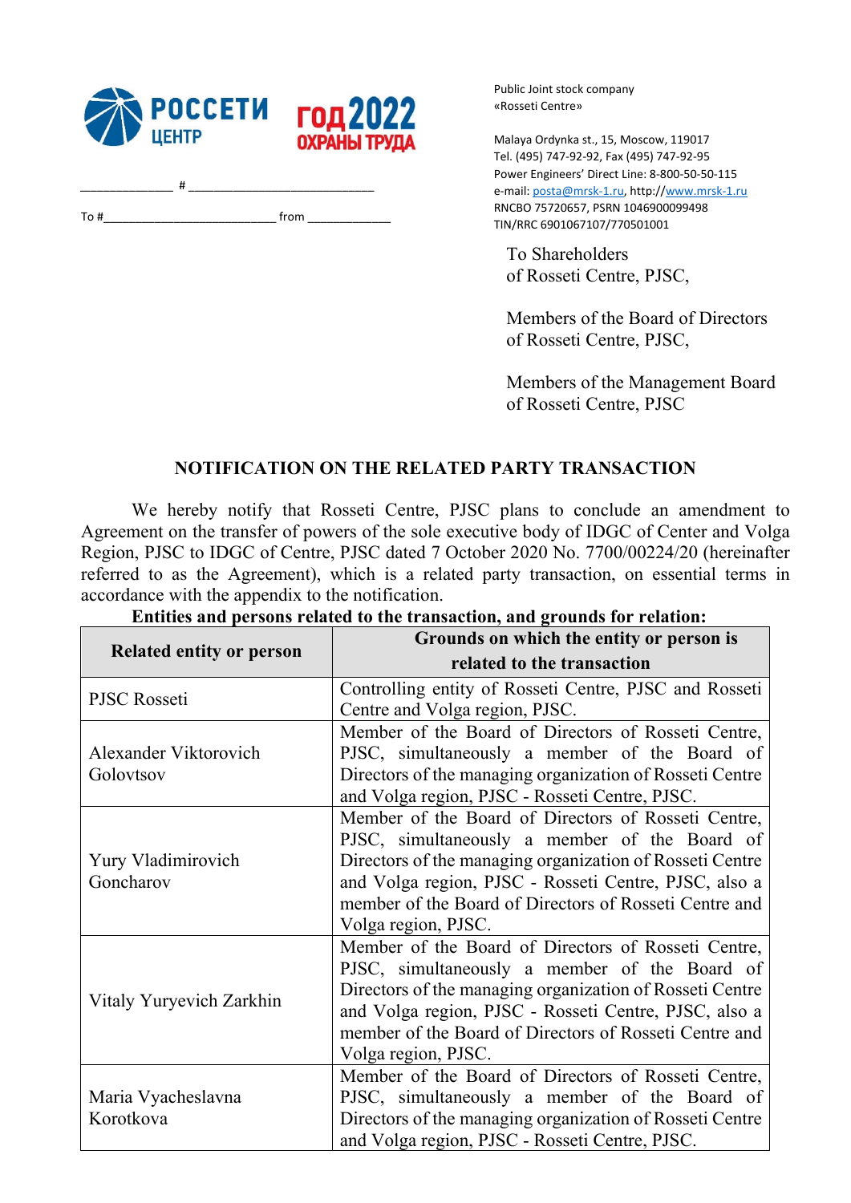РОССЕТИ ЦЕНТР

ГОД 2022 ОХРАНЫ ТРУДА

_____________ # ________________________

To #________________________ from ____________

Public Joint stock company
«Rosseti Centre»

Malaya Ordynka st., 15, Moscow, 119017
Tel. (495) 747-92-92, Fax (495) 747-92-95
Power Engineers' Direct Line: 8-800-50-50-115
e-mail: posta@mrsk-1.ru, http://www.mrsk-1.ru
RNCBO 75720657, PSRN 1046900099498
TIN/RRC 6901067107/770501001

To Shareholders
of Rosseti Centre, PJSC,

Members of the Board of Directors
of Rosseti Centre, PJSC,

Members of the Management Board
of Rosseti Centre, PJSC

## NOTIFICATION ON THE RELATED PARTY TRANSACTION

We hereby notify that Rosseti Centre, PJSC plans to conclude an amendment to Agreement on the transfer of powers of the sole executive body of IDGC of Center and Volga Region, PJSC to IDGC of Centre, PJSC dated 7 October 2020 No. 7700/00224/20 (hereinafter referred to as the Agreement), which is a related party transaction, on essential terms in accordance with the appendix to the notification.

**Entities and persons related to the transaction, and grounds for relation:**

| Related entity or person | Grounds on which the entity or person is related to the transaction |
|---|---|
| PJSC Rosseti | Controlling entity of Rosseti Centre, PJSC and Rosseti Centre and Volga region, PJSC. |
| Alexander Viktorovich Golovtsov | Member of the Board of Directors of Rosseti Centre, PJSC, simultaneously a member of the Board of Directors of the managing organization of Rosseti Centre and Volga region, PJSC - Rosseti Centre, PJSC. |
| Yury Vladimirovich Goncharov | Member of the Board of Directors of Rosseti Centre, PJSC, simultaneously a member of the Board of Directors of the managing organization of Rosseti Centre and Volga region, PJSC - Rosseti Centre, PJSC, also a member of the Board of Directors of Rosseti Centre and Volga region, PJSC. |
| Vitaly Yuryevich Zarkhin | Member of the Board of Directors of Rosseti Centre, PJSC, simultaneously a member of the Board of Directors of the managing organization of Rosseti Centre and Volga region, PJSC - Rosseti Centre, PJSC, also a member of the Board of Directors of Rosseti Centre and Volga region, PJSC. |
| Maria Vyacheslavna Korotkova | Member of the Board of Directors of Rosseti Centre, PJSC, simultaneously a member of the Board of Directors of the managing organization of Rosseti Centre and Volga region, PJSC - Rosseti Centre, PJSC. |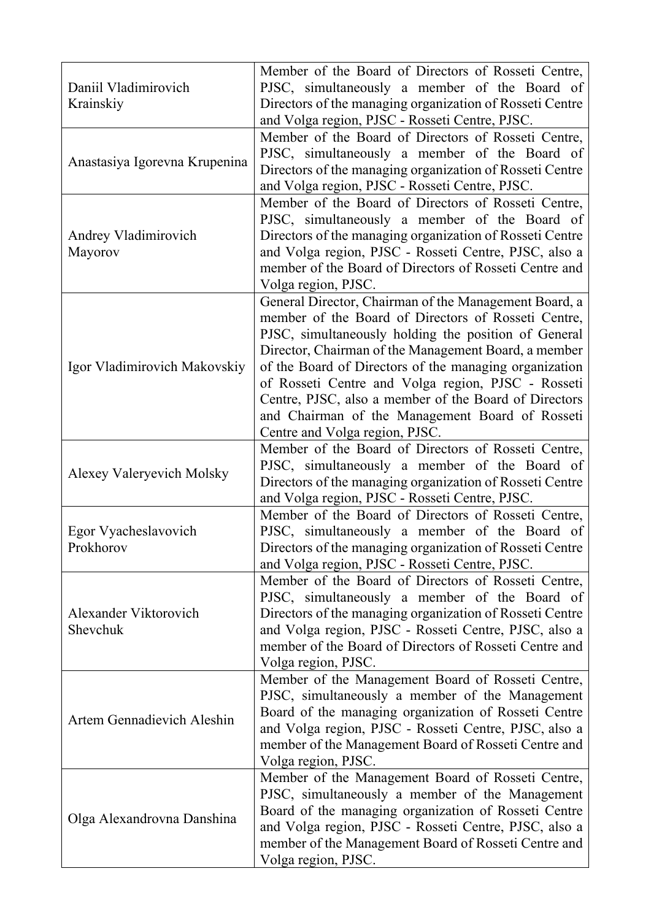| | |
|---|---|
| Daniil Vladimirovich Krainskiy | Member of the Board of Directors of Rosseti Centre, PJSC, simultaneously a member of the Board of Directors of the managing organization of Rosseti Centre and Volga region, PJSC - Rosseti Centre, PJSC. |
| Anastasiya Igorevna Krupenina | Member of the Board of Directors of Rosseti Centre, PJSC, simultaneously a member of the Board of Directors of the managing organization of Rosseti Centre and Volga region, PJSC - Rosseti Centre, PJSC. |
| Andrey Vladimirovich Mayorov | Member of the Board of Directors of Rosseti Centre, PJSC, simultaneously a member of the Board of Directors of the managing organization of Rosseti Centre and Volga region, PJSC - Rosseti Centre, PJSC, also a member of the Board of Directors of Rosseti Centre and Volga region, PJSC. |
| Igor Vladimirovich Makovskiy | General Director, Chairman of the Management Board, a member of the Board of Directors of Rosseti Centre, PJSC, simultaneously holding the position of General Director, Chairman of the Management Board, a member of the Board of Directors of the managing organization of Rosseti Centre and Volga region, PJSC - Rosseti Centre, PJSC, also a member of the Board of Directors and Chairman of the Management Board of Rosseti Centre and Volga region, PJSC. |
| Alexey Valeryevich Molsky | Member of the Board of Directors of Rosseti Centre, PJSC, simultaneously a member of the Board of Directors of the managing organization of Rosseti Centre and Volga region, PJSC - Rosseti Centre, PJSC. |
| Egor Vyacheslavovich Prokhorov | Member of the Board of Directors of Rosseti Centre, PJSC, simultaneously a member of the Board of Directors of the managing organization of Rosseti Centre and Volga region, PJSC - Rosseti Centre, PJSC. |
| Alexander Viktorovich Shevchuk | Member of the Board of Directors of Rosseti Centre, PJSC, simultaneously a member of the Board of Directors of the managing organization of Rosseti Centre and Volga region, PJSC - Rosseti Centre, PJSC, also a member of the Board of Directors of Rosseti Centre and Volga region, PJSC. |
| Artem Gennadievich Aleshin | Member of the Management Board of Rosseti Centre, PJSC, simultaneously a member of the Management Board of the managing organization of Rosseti Centre and Volga region, PJSC - Rosseti Centre, PJSC, also a member of the Management Board of Rosseti Centre and Volga region, PJSC. |
| Olga Alexandrovna Danshina | Member of the Management Board of Rosseti Centre, PJSC, simultaneously a member of the Management Board of the managing organization of Rosseti Centre and Volga region, PJSC - Rosseti Centre, PJSC, also a member of the Management Board of Rosseti Centre and Volga region, PJSC. |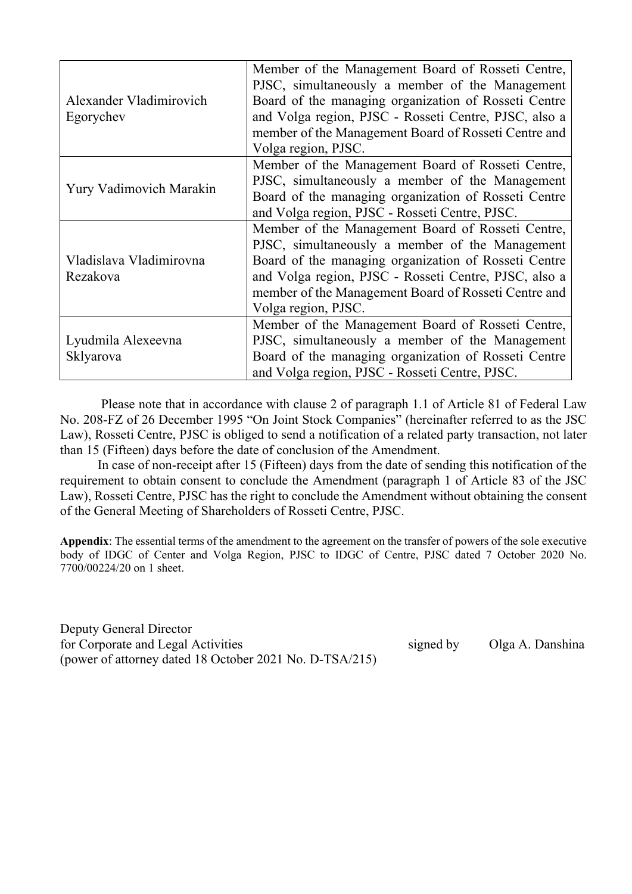| | |
|---|---|
| Alexander Vladimirovich Egorychev | Member of the Management Board of Rosseti Centre, PJSC, simultaneously a member of the Management Board of the managing organization of Rosseti Centre and Volga region, PJSC - Rosseti Centre, PJSC, also a member of the Management Board of Rosseti Centre and Volga region, PJSC. |
| Yury Vadimovich Marakin | Member of the Management Board of Rosseti Centre, PJSC, simultaneously a member of the Management Board of the managing organization of Rosseti Centre and Volga region, PJSC - Rosseti Centre, PJSC. |
| Vladislava Vladimirovna Rezakova | Member of the Management Board of Rosseti Centre, PJSC, simultaneously a member of the Management Board of the managing organization of Rosseti Centre and Volga region, PJSC - Rosseti Centre, PJSC, also a member of the Management Board of Rosseti Centre and Volga region, PJSC. |
| Lyudmila Alexeevna Sklyarova | Member of the Management Board of Rosseti Centre, PJSC, simultaneously a member of the Management Board of the managing organization of Rosseti Centre and Volga region, PJSC - Rosseti Centre, PJSC. |

Please note that in accordance with clause 2 of paragraph 1.1 of Article 81 of Federal Law No. 208-FZ of 26 December 1995 "On Joint Stock Companies" (hereinafter referred to as the JSC Law), Rosseti Centre, PJSC is obliged to send a notification of a related party transaction, not later than 15 (Fifteen) days before the date of conclusion of the Amendment.

In case of non-receipt after 15 (Fifteen) days from the date of sending this notification of the requirement to obtain consent to conclude the Amendment (paragraph 1 of Article 83 of the JSC Law), Rosseti Centre, PJSC has the right to conclude the Amendment without obtaining the consent of the General Meeting of Shareholders of Rosseti Centre, PJSC.

**Appendix**: The essential terms of the amendment to the agreement on the transfer of powers of the sole executive body of IDGC of Center and Volga Region, PJSC to IDGC of Centre, PJSC dated 7 October 2020 No. 7700/00224/20 on 1 sheet.

Deputy General Director
for Corporate and Legal Activities
(power of attorney dated 18 October 2021 No. D-TSA/215)

signed by Olga A. Danshina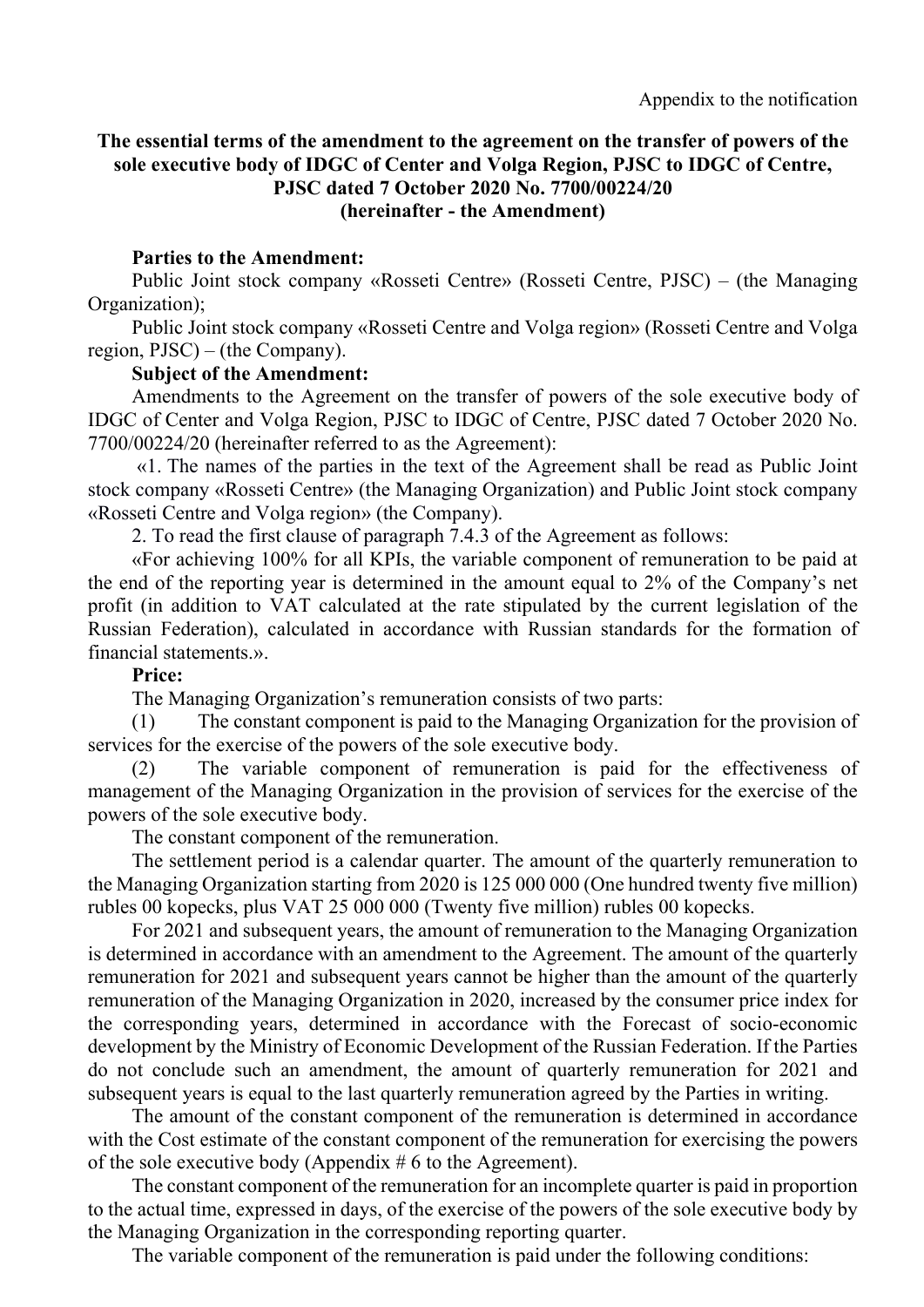Appendix to the notification

**The essential terms of the amendment to the agreement on the transfer of powers of the sole executive body of IDGC of Center and Volga Region, PJSC to IDGC of Centre, PJSC dated 7 October 2020 No. 7700/00224/20 (hereinafter - the Amendment)**

**Parties to the Amendment:**

Public Joint stock company «Rosseti Centre» (Rosseti Centre, PJSC) – (the Managing Organization);

Public Joint stock company «Rosseti Centre and Volga region» (Rosseti Centre and Volga region, PJSC) – (the Company).

**Subject of the Amendment:**

Amendments to the Agreement on the transfer of powers of the sole executive body of IDGC of Center and Volga Region, PJSC to IDGC of Centre, PJSC dated 7 October 2020 No. 7700/00224/20 (hereinafter referred to as the Agreement):

«1. The names of the parties in the text of the Agreement shall be read as Public Joint stock company «Rosseti Centre» (the Managing Organization) and Public Joint stock company «Rosseti Centre and Volga region» (the Company).

2. To read the first clause of paragraph 7.4.3 of the Agreement as follows:

«For achieving 100% for all KPIs, the variable component of remuneration to be paid at the end of the reporting year is determined in the amount equal to 2% of the Company's net profit (in addition to VAT calculated at the rate stipulated by the current legislation of the Russian Federation), calculated in accordance with Russian standards for the formation of financial statements.».

**Price:**

The Managing Organization's remuneration consists of two parts:

(1) The constant component is paid to the Managing Organization for the provision of services for the exercise of the powers of the sole executive body.

(2) The variable component of remuneration is paid for the effectiveness of management of the Managing Organization in the provision of services for the exercise of the powers of the sole executive body.

The constant component of the remuneration.

The settlement period is a calendar quarter. The amount of the quarterly remuneration to the Managing Organization starting from 2020 is 125 000 000 (One hundred twenty five million) rubles 00 kopecks, plus VAT 25 000 000 (Twenty five million) rubles 00 kopecks.

For 2021 and subsequent years, the amount of remuneration to the Managing Organization is determined in accordance with an amendment to the Agreement. The amount of the quarterly remuneration for 2021 and subsequent years cannot be higher than the amount of the quarterly remuneration of the Managing Organization in 2020, increased by the consumer price index for the corresponding years, determined in accordance with the Forecast of socio-economic development by the Ministry of Economic Development of the Russian Federation. If the Parties do not conclude such an amendment, the amount of quarterly remuneration for 2021 and subsequent years is equal to the last quarterly remuneration agreed by the Parties in writing.

The amount of the constant component of the remuneration is determined in accordance with the Cost estimate of the constant component of the remuneration for exercising the powers of the sole executive body (Appendix # 6 to the Agreement).

The constant component of the remuneration for an incomplete quarter is paid in proportion to the actual time, expressed in days, of the exercise of the powers of the sole executive body by the Managing Organization in the corresponding reporting quarter.

The variable component of the remuneration is paid under the following conditions: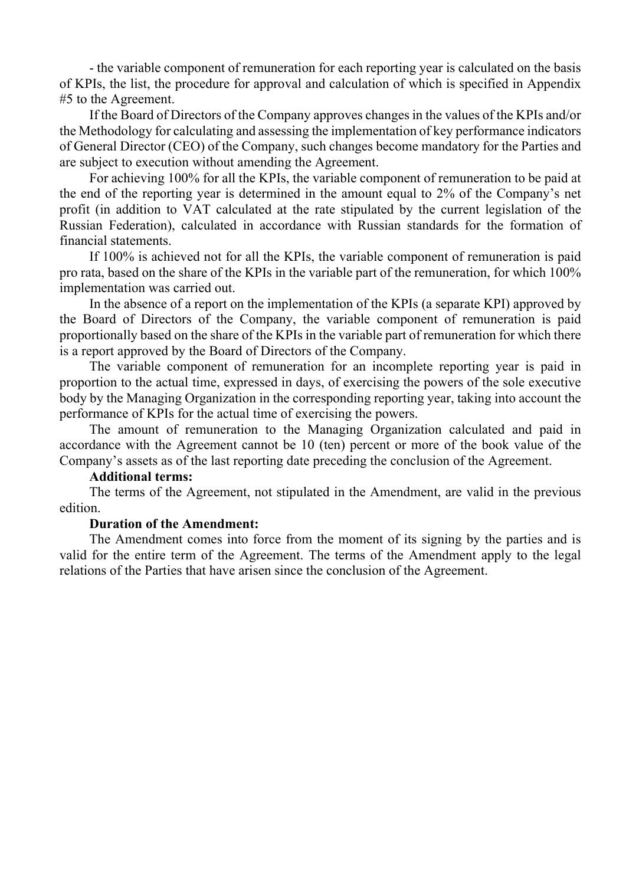- the variable component of remuneration for each reporting year is calculated on the basis of KPIs, the list, the procedure for approval and calculation of which is specified in Appendix #5 to the Agreement.

If the Board of Directors of the Company approves changes in the values of the KPIs and/or the Methodology for calculating and assessing the implementation of key performance indicators of General Director (CEO) of the Company, such changes become mandatory for the Parties and are subject to execution without amending the Agreement.

For achieving 100% for all the KPIs, the variable component of remuneration to be paid at the end of the reporting year is determined in the amount equal to 2% of the Company's net profit (in addition to VAT calculated at the rate stipulated by the current legislation of the Russian Federation), calculated in accordance with Russian standards for the formation of financial statements.

If 100% is achieved not for all the KPIs, the variable component of remuneration is paid pro rata, based on the share of the KPIs in the variable part of the remuneration, for which 100% implementation was carried out.

In the absence of a report on the implementation of the KPIs (a separate KPI) approved by the Board of Directors of the Company, the variable component of remuneration is paid proportionally based on the share of the KPIs in the variable part of remuneration for which there is a report approved by the Board of Directors of the Company.

The variable component of remuneration for an incomplete reporting year is paid in proportion to the actual time, expressed in days, of exercising the powers of the sole executive body by the Managing Organization in the corresponding reporting year, taking into account the performance of KPIs for the actual time of exercising the powers.

The amount of remuneration to the Managing Organization calculated and paid in accordance with the Agreement cannot be 10 (ten) percent or more of the book value of the Company's assets as of the last reporting date preceding the conclusion of the Agreement.

**Additional terms:**

The terms of the Agreement, not stipulated in the Amendment, are valid in the previous edition.

**Duration of the Amendment:**

The Amendment comes into force from the moment of its signing by the parties and is valid for the entire term of the Agreement. The terms of the Amendment apply to the legal relations of the Parties that have arisen since the conclusion of the Agreement.